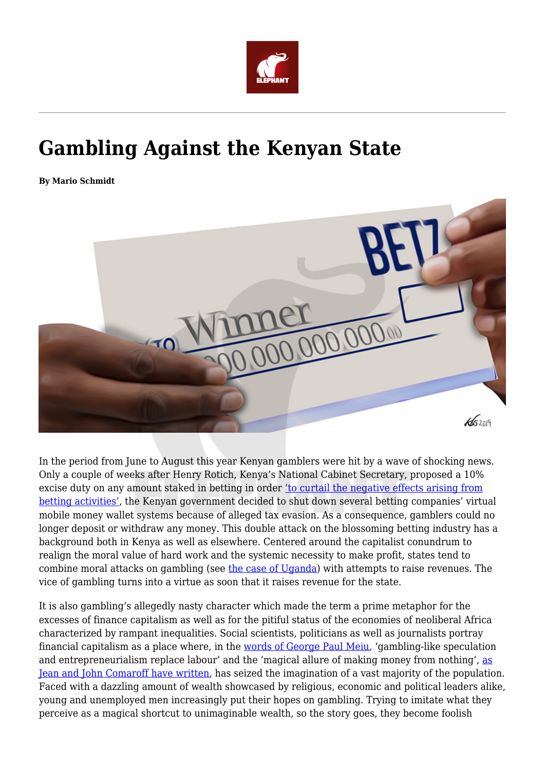# Gambling Against the Kenyan State

**By Mario Schmidt**

In the period from June to August this year Kenyan gamblers were hit by a wave of shocking news. Only a couple of weeks after Henry Rotich, Kenya's National Cabinet Secretary, proposed a 10% excise duty on any amount staked in betting in order 'to curtail the negative effects arising from betting activities', the Kenyan government decided to shut down several betting companies' virtual mobile money wallet systems because of alleged tax evasion. As a consequence, gamblers could no longer deposit or withdraw any money. This double attack on the blossoming betting industry has a background both in Kenya as well as elsewhere. Centered around the capitalist conundrum to realign the moral value of hard work and the systemic necessity to make profit, states tend to combine moral attacks on gambling (see the case of Uganda) with attempts to raise revenues. The vice of gambling turns into a virtue as soon that it raises revenue for the state.

It is also gambling's allegedly nasty character which made the term a prime metaphor for the excesses of finance capitalism as well as for the pitiful status of the economies of neoliberal Africa characterized by rampant inequalities. Social scientists, politicians as well as journalists portray financial capitalism as a place where, in the words of George Paul Meiu, 'gambling-like speculation and entrepreneurialism replace labour' and the 'magical allure of making money from nothing', as Jean and John Comaroff have written, has seized the imagination of a vast majority of the population. Faced with a dazzling amount of wealth showcased by religious, economic and political leaders alike, young and unemployed men increasingly put their hopes on gambling. Trying to imitate what they perceive as a magical shortcut to unimaginable wealth, so the story goes, they become foolish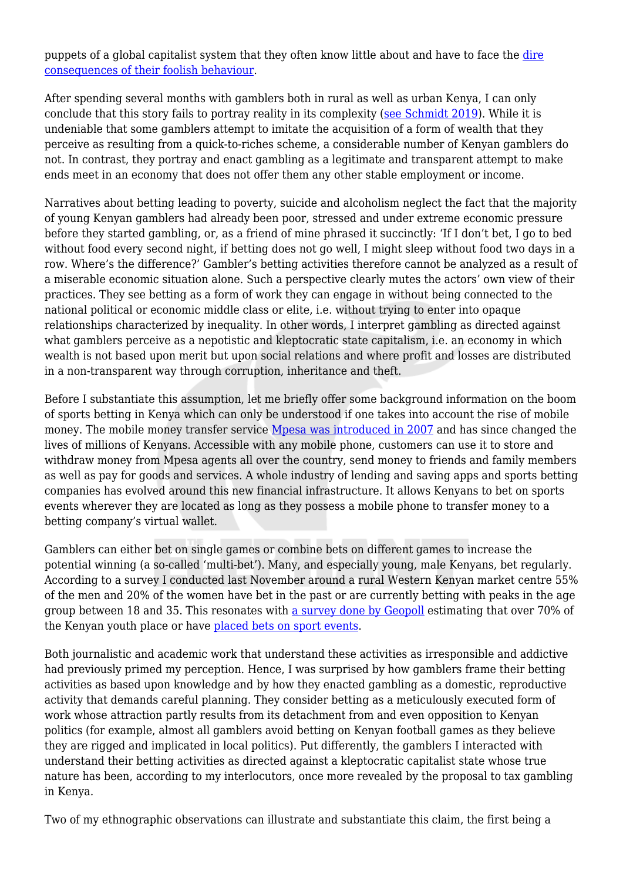puppets of a global capitalist system that they often know little about and have to face the dire consequences of their foolish behaviour.

After spending several months with gamblers both in rural as well as urban Kenya, I can only conclude that this story fails to portray reality in its complexity (see Schmidt 2019). While it is undeniable that some gamblers attempt to imitate the acquisition of a form of wealth that they perceive as resulting from a quick-to-riches scheme, a considerable number of Kenyan gamblers do not. In contrast, they portray and enact gambling as a legitimate and transparent attempt to make ends meet in an economy that does not offer them any other stable employment or income.

Narratives about betting leading to poverty, suicide and alcoholism neglect the fact that the majority of young Kenyan gamblers had already been poor, stressed and under extreme economic pressure before they started gambling, or, as a friend of mine phrased it succinctly: 'If I don't bet, I go to bed without food every second night, if betting does not go well, I might sleep without food two days in a row. Where's the difference?' Gambler's betting activities therefore cannot be analyzed as a result of a miserable economic situation alone. Such a perspective clearly mutes the actors' own view of their practices. They see betting as a form of work they can engage in without being connected to the national political or economic middle class or elite, i.e. without trying to enter into opaque relationships characterized by inequality. In other words, I interpret gambling as directed against what gamblers perceive as a nepotistic and kleptocratic state capitalism, i.e. an economy in which wealth is not based upon merit but upon social relations and where profit and losses are distributed in a non-transparent way through corruption, inheritance and theft.

Before I substantiate this assumption, let me briefly offer some background information on the boom of sports betting in Kenya which can only be understood if one takes into account the rise of mobile money. The mobile money transfer service Mpesa was introduced in 2007 and has since changed the lives of millions of Kenyans. Accessible with any mobile phone, customers can use it to store and withdraw money from Mpesa agents all over the country, send money to friends and family members as well as pay for goods and services. A whole industry of lending and saving apps and sports betting companies has evolved around this new financial infrastructure. It allows Kenyans to bet on sports events wherever they are located as long as they possess a mobile phone to transfer money to a betting company's virtual wallet.

Gamblers can either bet on single games or combine bets on different games to increase the potential winning (a so-called 'multi-bet'). Many, and especially young, male Kenyans, bet regularly. According to a survey I conducted last November around a rural Western Kenyan market centre 55% of the men and 20% of the women have bet in the past or are currently betting with peaks in the age group between 18 and 35. This resonates with a survey done by Geopoll estimating that over 70% of the Kenyan youth place or have placed bets on sport events.

Both journalistic and academic work that understand these activities as irresponsible and addictive had previously primed my perception. Hence, I was surprised by how gamblers frame their betting activities as based upon knowledge and by how they enacted gambling as a domestic, reproductive activity that demands careful planning. They consider betting as a meticulously executed form of work whose attraction partly results from its detachment from and even opposition to Kenyan politics (for example, almost all gamblers avoid betting on Kenyan football games as they believe they are rigged and implicated in local politics). Put differently, the gamblers I interacted with understand their betting activities as directed against a kleptocratic capitalist state whose true nature has been, according to my interlocutors, once more revealed by the proposal to tax gambling in Kenya.

Two of my ethnographic observations can illustrate and substantiate this claim, the first being a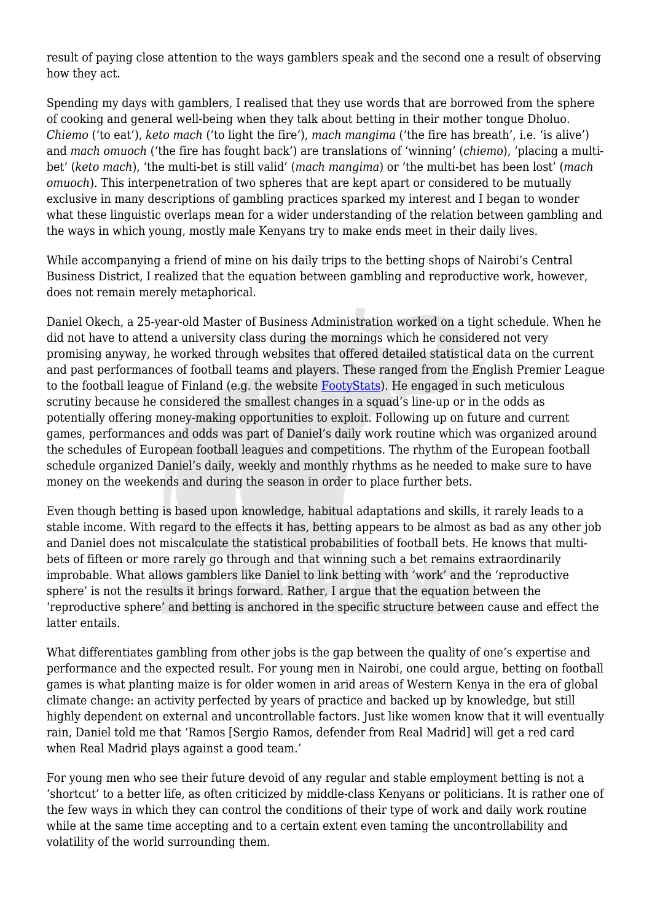result of paying close attention to the ways gamblers speak and the second one a result of observing how they act.

Spending my days with gamblers, I realised that they use words that are borrowed from the sphere of cooking and general well-being when they talk about betting in their mother tongue Dholuo. *Chiemo* ('to eat'), *keto mach* ('to light the fire'), *mach mangima* ('the fire has breath', i.e. 'is alive') and *mach omuoch* ('the fire has fought back') are translations of 'winning' (*chiemo*), 'placing a multi-bet' (*keto mach*), 'the multi-bet is still valid' (*mach mangima*) or 'the multi-bet has been lost' (*mach omuoch*). This interpenetration of two spheres that are kept apart or considered to be mutually exclusive in many descriptions of gambling practices sparked my interest and I began to wonder what these linguistic overlaps mean for a wider understanding of the relation between gambling and the ways in which young, mostly male Kenyans try to make ends meet in their daily lives.

While accompanying a friend of mine on his daily trips to the betting shops of Nairobi's Central Business District, I realized that the equation between gambling and reproductive work, however, does not remain merely metaphorical.

Daniel Okech, a 25-year-old Master of Business Administration worked on a tight schedule. When he did not have to attend a university class during the mornings which he considered not very promising anyway, he worked through websites that offered detailed statistical data on the current and past performances of football teams and players. These ranged from the English Premier League to the football league of Finland (e.g. the website [FootyStats]). He engaged in such meticulous scrutiny because he considered the smallest changes in a squad's line-up or in the odds as potentially offering money-making opportunities to exploit. Following up on future and current games, performances and odds was part of Daniel's daily work routine which was organized around the schedules of European football leagues and competitions. The rhythm of the European football schedule organized Daniel's daily, weekly and monthly rhythms as he needed to make sure to have money on the weekends and during the season in order to place further bets.

Even though betting is based upon knowledge, habitual adaptations and skills, it rarely leads to a stable income. With regard to the effects it has, betting appears to be almost as bad as any other job and Daniel does not miscalculate the statistical probabilities of football bets. He knows that multi-bets of fifteen or more rarely go through and that winning such a bet remains extraordinarily improbable. What allows gamblers like Daniel to link betting with 'work' and the 'reproductive sphere' is not the results it brings forward. Rather, I argue that the equation between the 'reproductive sphere' and betting is anchored in the specific structure between cause and effect the latter entails.

What differentiates gambling from other jobs is the gap between the quality of one's expertise and performance and the expected result. For young men in Nairobi, one could argue, betting on football games is what planting maize is for older women in arid areas of Western Kenya in the era of global climate change: an activity perfected by years of practice and backed up by knowledge, but still highly dependent on external and uncontrollable factors. Just like women know that it will eventually rain, Daniel told me that 'Ramos [Sergio Ramos, defender from Real Madrid] will get a red card when Real Madrid plays against a good team.'

For young men who see their future devoid of any regular and stable employment betting is not a 'shortcut' to a better life, as often criticized by middle-class Kenyans or politicians. It is rather one of the few ways in which they can control the conditions of their type of work and daily work routine while at the same time accepting and to a certain extent even taming the uncontrollability and volatility of the world surrounding them.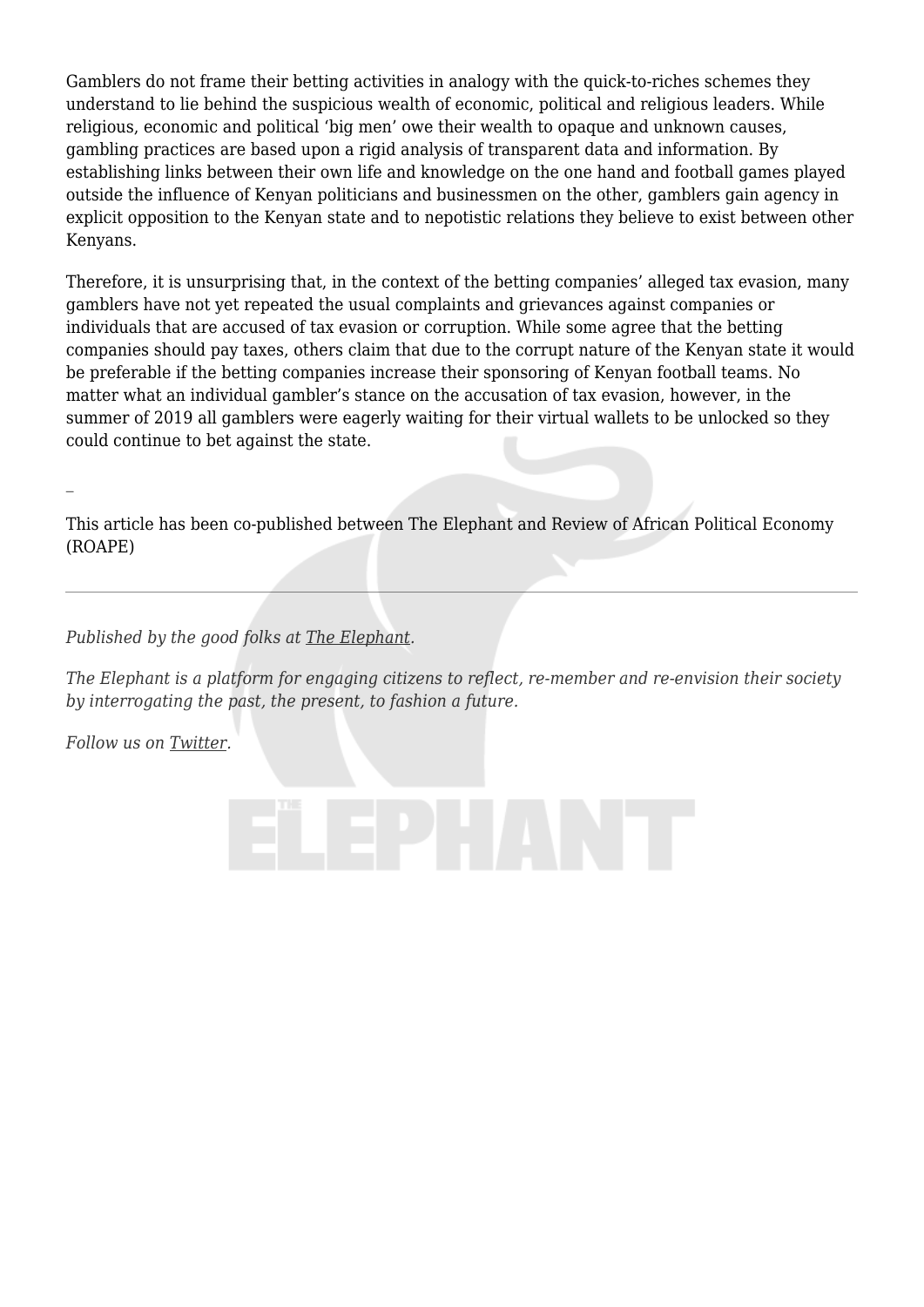Gamblers do not frame their betting activities in analogy with the quick-to-riches schemes they understand to lie behind the suspicious wealth of economic, political and religious leaders. While religious, economic and political 'big men' owe their wealth to opaque and unknown causes, gambling practices are based upon a rigid analysis of transparent data and information. By establishing links between their own life and knowledge on the one hand and football games played outside the influence of Kenyan politicians and businessmen on the other, gamblers gain agency in explicit opposition to the Kenyan state and to nepotistic relations they believe to exist between other Kenyans.

Therefore, it is unsurprising that, in the context of the betting companies' alleged tax evasion, many gamblers have not yet repeated the usual complaints and grievances against companies or individuals that are accused of tax evasion or corruption. While some agree that the betting companies should pay taxes, others claim that due to the corrupt nature of the Kenyan state it would be preferable if the betting companies increase their sponsoring of Kenyan football teams. No matter what an individual gambler's stance on the accusation of tax evasion, however, in the summer of 2019 all gamblers were eagerly waiting for their virtual wallets to be unlocked so they could continue to bet against the state.

_

This article has been co-published between The Elephant and Review of African Political Economy (ROAPE)

---

*Published by the good folks at The Elephant.*

*The Elephant is a platform for engaging citizens to reflect, re-member and re-envision their society by interrogating the past, the present, to fashion a future.*

*Follow us on Twitter.*